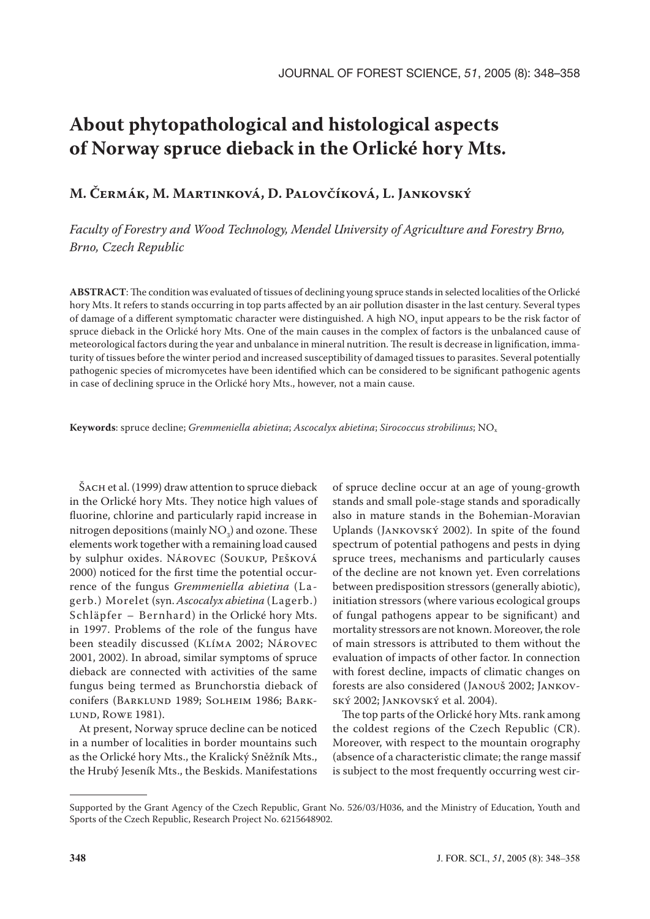# About phytopathological and histological aspects of Norway spruce dieback in the Orlické hory Mts.

## M. Čermák, M. Martinková, D. Palovčíková, L. Jankovský

*Faculty of Forestry and Wood Technology, Mendel University of Agriculture and Forestry Brno, Brno, Czech Republic*

**ABSTRACT**: The condition was evaluated of tissues of declining young spruce stands in selected localities of the Orlické hory Mts. It refers to stands occurring in top parts affected by an air pollution disaster in the last century. Several types of damage of a different symptomatic character were distinguished. A high $NO_x$ input appears to be the risk factor of spruce dieback in the Orlické hory Mts. One of the main causes in the complex of factors is the unbalanced cause of meteorological factors during the year and unbalance in mineral nutrition. The result is decrease in lignification, immaturity of tissues before the winter period and increased susceptibility of damaged tissues to parasites. Several potentially pathogenic species of micromycetes have been identified which can be considered to be significant pathogenic agents in case of declining spruce in the Orlické hory Mts., however, not a main cause.

**Keywords**: spruce decline; *Gremmeniella abietina*; *Ascocalyx abietina*; *Sirococcus strobilinus*; $NO_x$

Šach et al. (1999) draw attention to spruce dieback in the Orlické hory Mts. They notice high values of fluorine, chlorine and particularly rapid increase in nitrogen depositions (mainly $NO_3$) and ozone. These elements work together with a remaining load caused by sulphur oxides. Nárovec (Soukup, Pešková 2000) noticed for the first time the potential occurrence of the fungus *Gremmeniella abietina* (Lagerb.) Morelet (syn. *Ascocalyx abietina* (Lagerb.) Schläpfer – Bernhard) in the Orlické hory Mts. in 1997. Problems of the role of the fungus have been steadily discussed (Klíma 2002; Nárovec 2001, 2002). In abroad, similar symptoms of spruce dieback are connected with activities of the same fungus being termed as Brunchorstia dieback of conifers (Barklund 1989; Solheim 1986; Barklund, Rowe 1981).

At present, Norway spruce decline can be noticed in a number of localities in border mountains such as the Orlické hory Mts., the Kralický Sněžník Mts., the Hrubý Jeseník Mts., the Beskids. Manifestations of spruce decline occur at an age of young-growth stands and small pole-stage stands and sporadically also in mature stands in the Bohemian-Moravian Uplands (Jankovský 2002). In spite of the found spectrum of potential pathogens and pests in dying spruce trees, mechanisms and particularly causes of the decline are not known yet. Even correlations between predisposition stressors (generally abiotic), initiation stressors (where various ecological groups of fungal pathogens appear to be significant) and mortality stressors are not known. Moreover, the role of main stressors is attributed to them without the evaluation of impacts of other factor. In connection with forest decline, impacts of climatic changes on forests are also considered (Janouš 2002; Jankovský 2002; Jankovský et al. 2004).

The top parts of the Orlické hory Mts. rank among the coldest regions of the Czech Republic (CR). Moreover, with respect to the mountain orography (absence of a characteristic climate; the range massif is subject to the most frequently occurring west cir-

---

Supported by the Grant Agency of the Czech Republic, Grant No. 526/03/H036, and the Ministry of Education, Youth and Sports of the Czech Republic, Research Project No. 6215648902.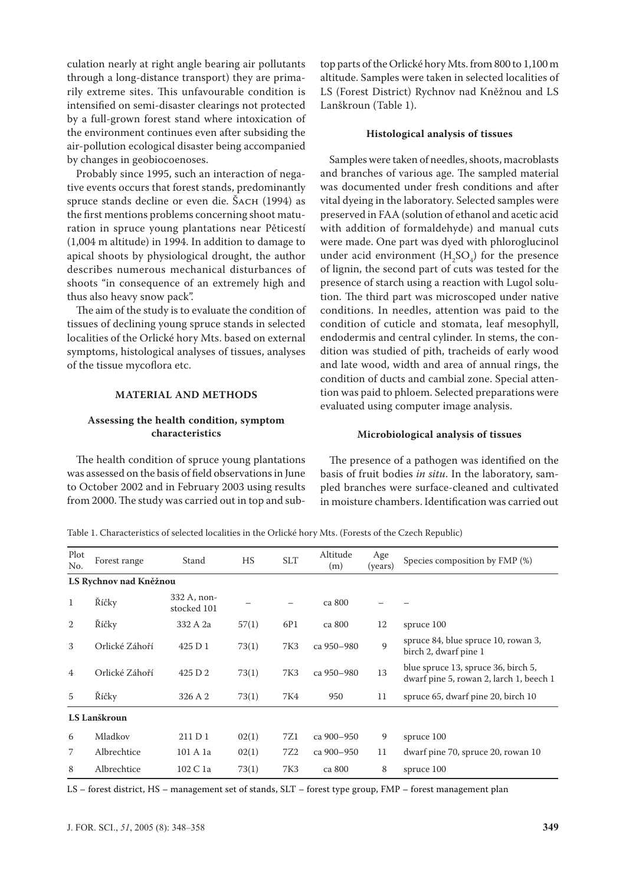culation nearly at right angle bearing air pollutants through a long-distance transport) they are primarily extreme sites. This unfavourable condition is intensified on semi-disaster clearings not protected by a full-grown forest stand where intoxication of the environment continues even after subsiding the air-pollution ecological disaster being accompanied by changes in geobiocoenoses.

Probably since 1995, such an interaction of negative events occurs that forest stands, predominantly spruce stands decline or even die. Šach (1994) as the first mentions problems concerning shoot maturation in spruce young plantations near Pěticestí (1,004 m altitude) in 1994. In addition to damage to apical shoots by physiological drought, the author describes numerous mechanical disturbances of shoots "in consequence of an extremely high and thus also heavy snow pack".

The aim of the study is to evaluate the condition of tissues of declining young spruce stands in selected localities of the Orlické hory Mts. based on external symptoms, histological analyses of tissues, analyses of the tissue mycoflora etc.

## MATERIAL AND METHODS

### Assessing the health condition, symptom characteristics

The health condition of spruce young plantations was assessed on the basis of field observations in June to October 2002 and in February 2003 using results from 2000. The study was carried out in top and subtop parts of the Orlické hory Mts. from 800 to 1,100 m altitude. Samples were taken in selected localities of LS (Forest District) Rychnov nad Kněžnou and LS Lanškroun (Table 1).

### Histological analysis of tissues

Samples were taken of needles, shoots, macroblasts and branches of various age. The sampled material was documented under fresh conditions and after vital dyeing in the laboratory. Selected samples were preserved in FAA (solution of ethanol and acetic acid with addition of formaldehyde) and manual cuts were made. One part was dyed with phloroglucinol under acid environment ($H_2SO_4$) for the presence of lignin, the second part of cuts was tested for the presence of starch using a reaction with Lugol solution. The third part was microscoped under native conditions. In needles, attention was paid to the condition of cuticle and stomata, leaf mesophyll, endodermis and central cylinder. In stems, the condition was studied of pith, tracheids of early wood and late wood, width and area of annual rings, the condition of ducts and cambial zone. Special attention was paid to phloem. Selected preparations were evaluated using computer image analysis.

### Microbiological analysis of tissues

The presence of a pathogen was identified on the basis of fruit bodies *in situ*. In the laboratory, sampled branches were surface-cleaned and cultivated in moisture chambers. Identification was carried out

Table 1. Characteristics of selected localities in the Orlické hory Mts. (Forests of the Czech Republic)

| Plot No. | Forest range | Stand | HS | SLT | Altitude (m) | Age (years) | Species composition by FMP (%) |
|---|---|---|---|---|---|---|---|
| **LS Rychnov nad Kněžnou** | | | | | | | |
| 1 | Říčky | 332 A, non-stocked 101 | – | – | ca 800 | – | – |
| 2 | Říčky | 332 A 2a | 57(1) | 6P1 | ca 800 | 12 | spruce 100 |
| 3 | Orlické Záhoří | 425 D 1 | 73(1) | 7K3 | ca 950–980 | 9 | spruce 84, blue spruce 10, rowan 3, birch 2, dwarf pine 1 |
| 4 | Orlické Záhoří | 425 D 2 | 73(1) | 7K3 | ca 950–980 | 13 | blue spruce 13, spruce 36, birch 5, dwarf pine 5, rowan 2, larch 1, beech 1 |
| 5 | Říčky | 326 A 2 | 73(1) | 7K4 | 950 | 11 | spruce 65, dwarf pine 20, birch 10 |
| **LS Lanškroun** | | | | | | | |
| 6 | Mladkov | 211 D 1 | 02(1) | 7Z1 | ca 900–950 | 9 | spruce 100 |
| 7 | Albrechtice | 101 A 1a | 02(1) | 7Z2 | ca 900–950 | 11 | dwarf pine 70, spruce 20, rowan 10 |
| 8 | Albrechtice | 102 C 1a | 73(1) | 7K3 | ca 800 | 8 | spruce 100 |

LS – forest district, HS – management set of stands, SLT – forest type group, FMP – forest management plan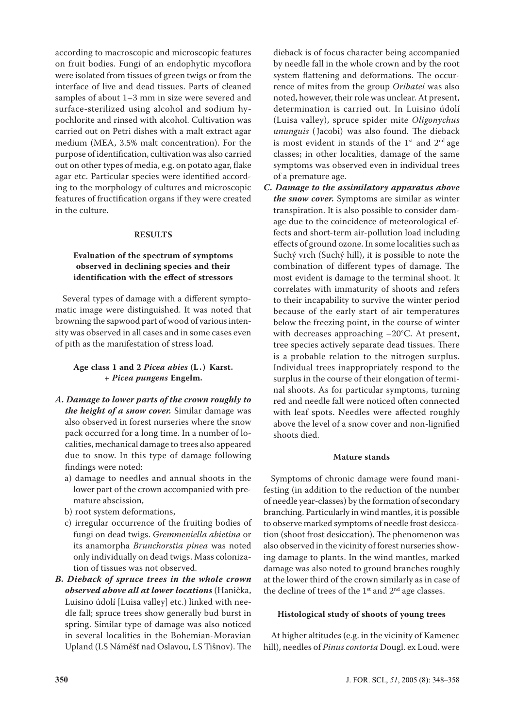according to macroscopic and microscopic features on fruit bodies. Fungi of an endophytic mycoflora were isolated from tissues of green twigs or from the interface of live and dead tissues. Parts of cleaned samples of about 1–3 mm in size were severed and surface-sterilized using alcohol and sodium hypochlorite and rinsed with alcohol. Cultivation was carried out on Petri dishes with a malt extract agar medium (MEA, 3.5% malt concentration). For the purpose of identification, cultivation was also carried out on other types of media, e.g. on potato agar, flake agar etc. Particular species were identified according to the morphology of cultures and microscopic features of fructification organs if they were created in the culture.

## RESULTS

### Evaluation of the spectrum of symptoms observed in declining species and their identification with the effect of stressors

Several types of damage with a different symptomatic image were distinguished. It was noted that browning the sapwood part of wood of various intensity was observed in all cases and in some cases even of pith as the manifestation of stress load.

### Age class 1 and 2 *Picea abies* (L.) Karst. + *Picea pungens* Engelm.

*A. **Damage to lower parts of the crown roughly to the height of a snow cover.*** Similar damage was also observed in forest nurseries where the snow pack occurred for a long time. In a number of localities, mechanical damage to trees also appeared due to snow. In this type of damage following findings were noted:

a) damage to needles and annual shoots in the lower part of the crown accompanied with premature abscission,

b) root system deformations,

c) irregular occurrence of the fruiting bodies of fungi on dead twigs. *Gremmeniella abietina* or its anamorpha *Brunchorstia pinea* was noted only individually on dead twigs. Mass colonization of tissues was not observed.

*B. **Dieback of spruce trees in the whole crown observed above all at lower locations*** (Hanička, Luisino údolí [Luisa valley] etc.) linked with needle fall; spruce trees show generally bud burst in spring. Similar type of damage was also noticed in several localities in the Bohemian-Moravian Upland (LS Náměšť nad Oslavou, LS Tišnov). The dieback is of focus character being accompanied by needle fall in the whole crown and by the root system flattening and deformations. The occurrence of mites from the group *Oribatei* was also noted, however, their role was unclear. At present, determination is carried out. In Luisino údolí (Luisa valley), spruce spider mite *Oligonychus ununguis* (Jacobi) was also found. The dieback is most evident in stands of the 1st and 2nd age classes; in other localities, damage of the same symptoms was observed even in individual trees of a premature age.

*C. **Damage to the assimilatory apparatus above the snow cover.*** Symptoms are similar as winter transpiration. It is also possible to consider damage due to the coincidence of meteorological effects and short-term air-pollution load including effects of ground ozone. In some localities such as Suchý vrch (Suchý hill), it is possible to note the combination of different types of damage. The most evident is damage to the terminal shoot. It correlates with immaturity of shoots and refers to their incapability to survive the winter period because of the early start of air temperatures below the freezing point, in the course of winter with decreases approaching –20°C. At present, tree species actively separate dead tissues. There is a probable relation to the nitrogen surplus. Individual trees inappropriately respond to the surplus in the course of their elongation of terminal shoots. As for particular symptoms, turning red and needle fall were noticed often connected with leaf spots. Needles were affected roughly above the level of a snow cover and non-lignified shoots died.

### Mature stands

Symptoms of chronic damage were found manifesting (in addition to the reduction of the number of needle year-classes) by the formation of secondary branching. Particularly in wind mantles, it is possible to observe marked symptoms of needle frost desiccation (shoot frost desiccation). The phenomenon was also observed in the vicinity of forest nurseries showing damage to plants. In the wind mantles, marked damage was also noted to ground branches roughly at the lower third of the crown similarly as in case of the decline of trees of the 1st and 2nd age classes.

### Histological study of shoots of young trees

At higher altitudes (e.g. in the vicinity of Kamenec hill), needles of *Pinus contorta* Dougl. ex Loud. were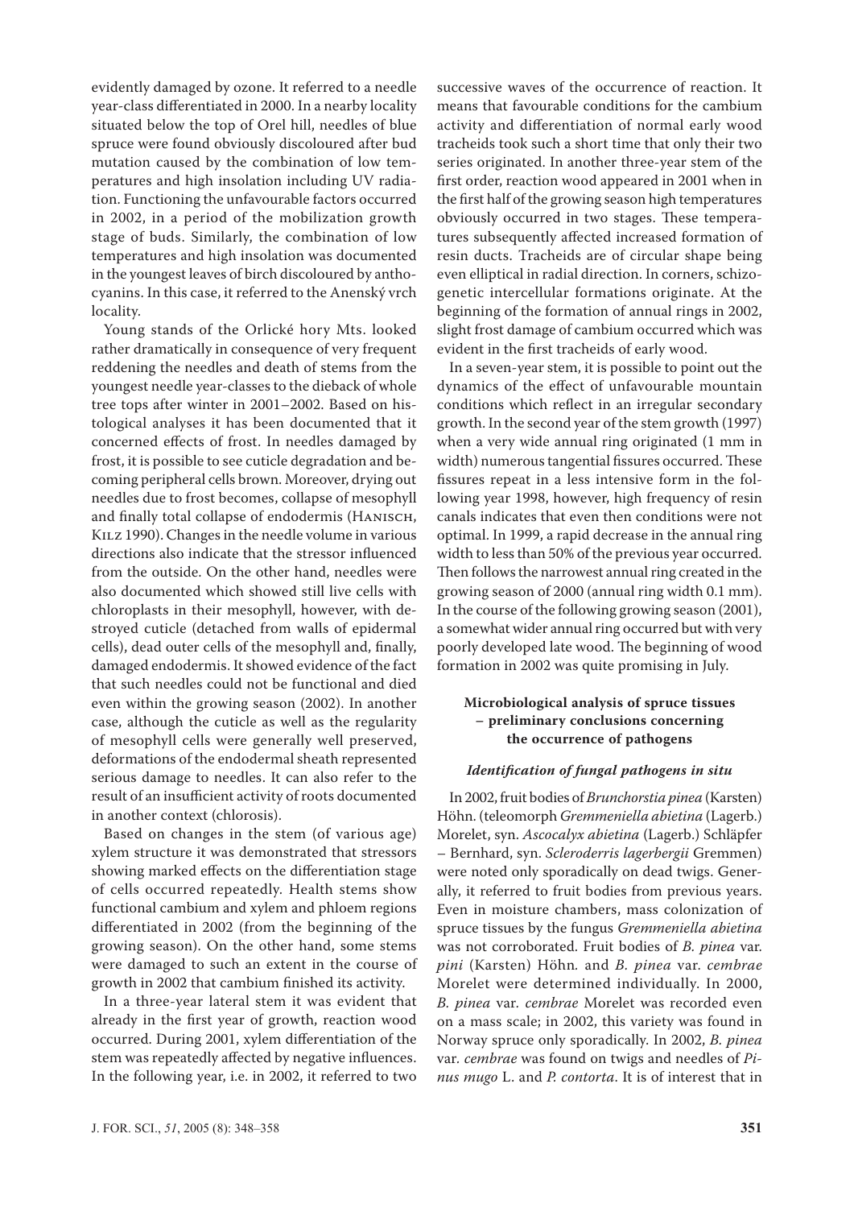evidently damaged by ozone. It referred to a needle year-class differentiated in 2000. In a nearby locality situated below the top of Orel hill, needles of blue spruce were found obviously discoloured after bud mutation caused by the combination of low temperatures and high insolation including UV radiation. Functioning the unfavourable factors occurred in 2002, in a period of the mobilization growth stage of buds. Similarly, the combination of low temperatures and high insolation was documented in the youngest leaves of birch discoloured by anthocyanins. In this case, it referred to the Anenský vrch locality.

Young stands of the Orlické hory Mts. looked rather dramatically in consequence of very frequent reddening the needles and death of stems from the youngest needle year-classes to the dieback of whole tree tops after winter in 2001–2002. Based on histological analyses it has been documented that it concerned effects of frost. In needles damaged by frost, it is possible to see cuticle degradation and becoming peripheral cells brown. Moreover, drying out needles due to frost becomes, collapse of mesophyll and finally total collapse of endodermis (Hanisch, Kilz 1990). Changes in the needle volume in various directions also indicate that the stressor influenced from the outside. On the other hand, needles were also documented which showed still live cells with chloroplasts in their mesophyll, however, with destroyed cuticle (detached from walls of epidermal cells), dead outer cells of the mesophyll and, finally, damaged endodermis. It showed evidence of the fact that such needles could not be functional and died even within the growing season (2002). In another case, although the cuticle as well as the regularity of mesophyll cells were generally well preserved, deformations of the endodermal sheath represented serious damage to needles. It can also refer to the result of an insufficient activity of roots documented in another context (chlorosis).

Based on changes in the stem (of various age) xylem structure it was demonstrated that stressors showing marked effects on the differentiation stage of cells occurred repeatedly. Health stems show functional cambium and xylem and phloem regions differentiated in 2002 (from the beginning of the growing season). On the other hand, some stems were damaged to such an extent in the course of growth in 2002 that cambium finished its activity.

In a three-year lateral stem it was evident that already in the first year of growth, reaction wood occurred. During 2001, xylem differentiation of the stem was repeatedly affected by negative influences. In the following year, i.e. in 2002, it referred to two successive waves of the occurrence of reaction. It means that favourable conditions for the cambium activity and differentiation of normal early wood tracheids took such a short time that only their two series originated. In another three-year stem of the first order, reaction wood appeared in 2001 when in the first half of the growing season high temperatures obviously occurred in two stages. These temperatures subsequently affected increased formation of resin ducts. Tracheids are of circular shape being even elliptical in radial direction. In corners, schizogenetic intercellular formations originate. At the beginning of the formation of annual rings in 2002, slight frost damage of cambium occurred which was evident in the first tracheids of early wood.

In a seven-year stem, it is possible to point out the dynamics of the effect of unfavourable mountain conditions which reflect in an irregular secondary growth. In the second year of the stem growth (1997) when a very wide annual ring originated (1 mm in width) numerous tangential fissures occurred. These fissures repeat in a less intensive form in the following year 1998, however, high frequency of resin canals indicates that even then conditions were not optimal. In 1999, a rapid decrease in the annual ring width to less than 50% of the previous year occurred. Then follows the narrowest annual ring created in the growing season of 2000 (annual ring width 0.1 mm). In the course of the following growing season (2001), a somewhat wider annual ring occurred but with very poorly developed late wood. The beginning of wood formation in 2002 was quite promising in July.

### Microbiological analysis of spruce tissues – preliminary conclusions concerning the occurrence of pathogens

#### *Identification of fungal pathogens in situ*

In 2002, fruit bodies of *Brunchorstia pinea* (Karsten) Höhn. (teleomorph *Gremmeniella abietina* (Lagerb.) Morelet, syn. *Ascocalyx abietina* (Lagerb.) Schläpfer – Bernhard, syn. *Scleroderris lagerbergii* Gremmen) were noted only sporadically on dead twigs. Generally, it referred to fruit bodies from previous years. Even in moisture chambers, mass colonization of spruce tissues by the fungus *Gremmeniella abietina* was not corroborated. Fruit bodies of *B. pinea* var. *pini* (Karsten) Höhn. and *B. pinea* var. *cembrae* Morelet were determined individually. In 2000, *B. pinea* var. *cembrae* Morelet was recorded even on a mass scale; in 2002, this variety was found in Norway spruce only sporadically. In 2002, *B. pinea* var. *cembrae* was found on twigs and needles of *Pinus mugo* L. and *P. contorta*. It is of interest that in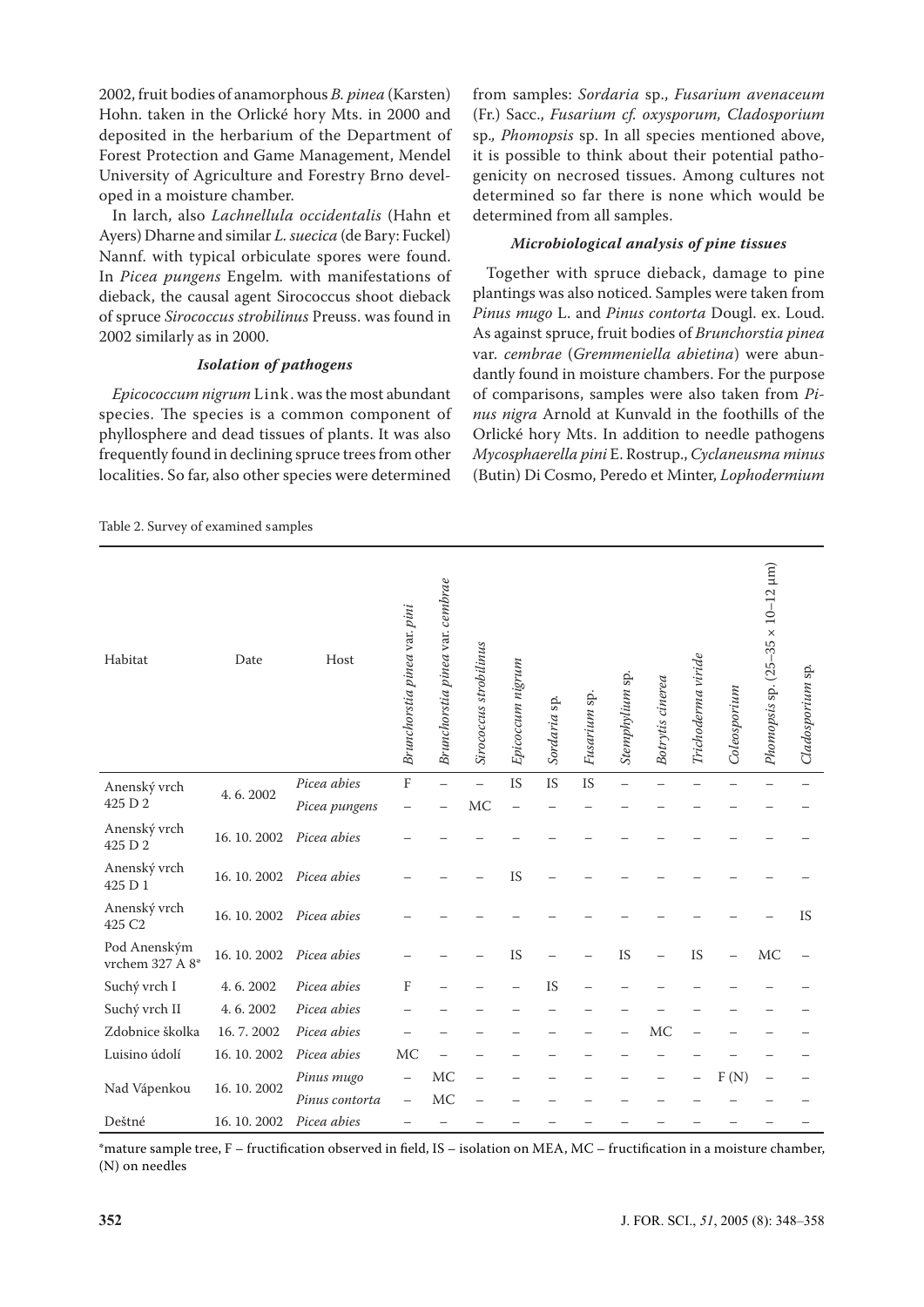2002, fruit bodies of anamorphous *B. pinea* (Karsten) Hohn. taken in the Orlické hory Mts. in 2000 and deposited in the herbarium of the Department of Forest Protection and Game Management, Mendel University of Agriculture and Forestry Brno developed in a moisture chamber.

In larch, also *Lachnellula occidentalis* (Hahn et Ayers) Dharne and similar *L. suecica* (de Bary: Fuckel) Nannf. with typical orbiculate spores were found. In *Picea pungens* Engelm. with manifestations of dieback, the causal agent Sirococcus shoot dieback of spruce *Sirococcus strobilinus* Preuss. was found in 2002 similarly as in 2000.

### *Isolation of pathogens*

*Epicococcum nigrum* Link. was the most abundant species. The species is a common component of phyllosphere and dead tissues of plants. It was also frequently found in declining spruce trees from other localities. So far, also other species were determined from samples: *Sordaria* sp., *Fusarium avenaceum* (Fr.) Sacc., *Fusarium cf. oxysporum, Cladosporium* sp., *Phomopsis* sp. In all species mentioned above, it is possible to think about their potential pathogenicity on necrosed tissues. Among cultures not determined so far there is none which would be determined from all samples.

### *Microbiological analysis of pine tissues*

Together with spruce dieback, damage to pine plantings was also noticed. Samples were taken from *Pinus mugo* L. and *Pinus contorta* Dougl. ex. Loud. As against spruce, fruit bodies of *Brunchorstia pinea* var. *cembrae* (*Gremmeniella abietina*) were abundantly found in moisture chambers. For the purpose of comparisons, samples were also taken from *Pinus nigra* Arnold at Kunvald in the foothills of the Orlické hory Mts. In addition to needle pathogens *Mycosphaerella pini* E. Rostrup., *Cyclaneusma minus* (Butin) Di Cosmo, Peredo et Minter, *Lophodermium*

Table 2. Survey of examined samples

| Habitat | Date | Host | *Brunchorstia pinea* var. *pini* | *Brunchorstia pinea* var. *cembrae* | *Sirococcus strobilinus* | *Epicoccum nigrum* | *Sordaria* sp. | *Fusarium* sp. | *Stemphylium* sp. | *Botrytis cinerea* | *Trichoderma viride* | *Coleosporium* | *Phomopsis* sp. (25–35 × 10–12 µm) | *Cladosporium* sp. |
|---|---|---|---|---|---|---|---|---|---|---|---|---|---|---|
| Anenský vrch 425 D 2 | 4. 6. 2002 | *Picea abies* | F | – | – | IS | IS | IS | – | – | – | – | – | – |
| | | *Picea pungens* | – | – | MC | – | – | – | – | – | – | – | – | – |
| Anenský vrch 425 D 2 | 16. 10. 2002 | *Picea abies* | – | – | – | – | – | – | – | – | – | – | – | – |
| Anenský vrch 425 D 1 | 16. 10. 2002 | *Picea abies* | – | – | – | IS | – | – | – | – | – | – | – | – |
| Anenský vrch 425 C2 | 16. 10. 2002 | *Picea abies* | – | – | – | – | – | – | – | – | – | – | – | IS |
| Pod Anenským vrchem 327 A 8* | 16. 10. 2002 | *Picea abies* | – | – | – | IS | – | – | IS | – | IS | – | MC | – |
| Suchý vrch I | 4. 6. 2002 | *Picea abies* | F | – | – | – | IS | – | – | – | – | – | – | – |
| Suchý vrch II | 4. 6. 2002 | *Picea abies* | – | – | – | – | – | – | – | – | – | – | – | – |
| Zdobnice školka | 16. 7. 2002 | *Picea abies* | – | – | – | – | – | – | – | MC | – | – | – | – |
| Luisino údolí | 16. 10. 2002 | *Picea abies* | MC | – | – | – | – | – | – | – | – | – | – | – |
| Nad Vápenkou | 16. 10. 2002 | *Pinus mugo* | – | MC | – | – | – | – | – | – | – | F (N) | – | – |
| | | *Pinus contorta* | – | MC | – | – | – | – | – | – | – | – | – | – |
| Deštné | 16. 10. 2002 | *Picea abies* | – | – | – | – | – | – | – | – | – | – | – | – |

*mature sample tree, F – fructification observed in field, IS – isolation on MEA, MC – fructification in a moisture chamber, (N) on needles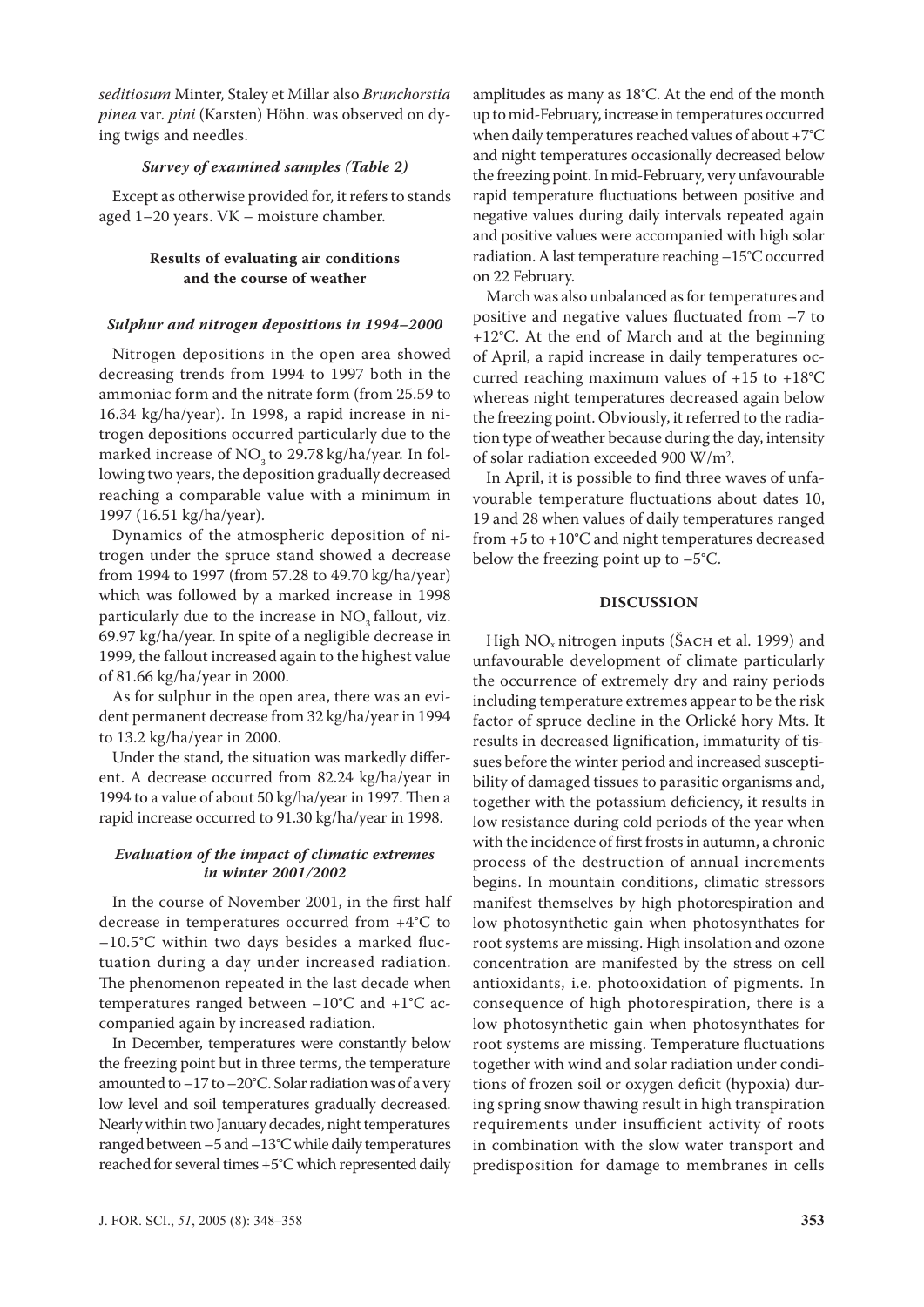*seditiosum* Minter, Staley et Millar also *Brunchorstia pinea* var. *pini* (Karsten) Höhn. was observed on dying twigs and needles.

### *Survey of examined samples (Table 2)*

Except as otherwise provided for, it refers to stands aged 1–20 years. VK – moisture chamber.

## Results of evaluating air conditions and the course of weather

### *Sulphur and nitrogen depositions in 1994–2000*

Nitrogen depositions in the open area showed decreasing trends from 1994 to 1997 both in the ammoniac form and the nitrate form (from 25.59 to 16.34 kg/ha/year). In 1998, a rapid increase in nitrogen depositions occurred particularly due to the marked increase of $NO_3$ to 29.78 kg/ha/year. In following two years, the deposition gradually decreased reaching a comparable value with a minimum in 1997 (16.51 kg/ha/year).

Dynamics of the atmospheric deposition of nitrogen under the spruce stand showed a decrease from 1994 to 1997 (from 57.28 to 49.70 kg/ha/year) which was followed by a marked increase in 1998 particularly due to the increase in $NO_3$ fallout, viz. 69.97 kg/ha/year. In spite of a negligible decrease in 1999, the fallout increased again to the highest value of 81.66 kg/ha/year in 2000.

As for sulphur in the open area, there was an evident permanent decrease from 32 kg/ha/year in 1994 to 13.2 kg/ha/year in 2000.

Under the stand, the situation was markedly different. A decrease occurred from 82.24 kg/ha/year in 1994 to a value of about 50 kg/ha/year in 1997. Then a rapid increase occurred to 91.30 kg/ha/year in 1998.

### *Evaluation of the impact of climatic extremes in winter 2001/2002*

In the course of November 2001, in the first half decrease in temperatures occurred from +4°C to –10.5°C within two days besides a marked fluctuation during a day under increased radiation. The phenomenon repeated in the last decade when temperatures ranged between –10°C and +1°C accompanied again by increased radiation.

In December, temperatures were constantly below the freezing point but in three terms, the temperature amounted to –17 to –20°C. Solar radiation was of a very low level and soil temperatures gradually decreased. Nearly within two January decades, night temperatures ranged between –5 and –13°C while daily temperatures reached for several times +5°C which represented daily amplitudes as many as 18°C. At the end of the month up to mid-February, increase in temperatures occurred when daily temperatures reached values of about +7°C and night temperatures occasionally decreased below the freezing point. In mid-February, very unfavourable rapid temperature fluctuations between positive and negative values during daily intervals repeated again and positive values were accompanied with high solar radiation. A last temperature reaching –15°C occurred on 22 February.

March was also unbalanced as for temperatures and positive and negative values fluctuated from –7 to +12°C. At the end of March and at the beginning of April, a rapid increase in daily temperatures occurred reaching maximum values of +15 to +18°C whereas night temperatures decreased again below the freezing point. Obviously, it referred to the radiation type of weather because during the day, intensity of solar radiation exceeded 900 W/m$^2$.

In April, it is possible to find three waves of unfavourable temperature fluctuations about dates 10, 19 and 28 when values of daily temperatures ranged from +5 to +10°C and night temperatures decreased below the freezing point up to –5°C.

## DISCUSSION

High $NO_x$ nitrogen inputs (Šach et al. 1999) and unfavourable development of climate particularly the occurrence of extremely dry and rainy periods including temperature extremes appear to be the risk factor of spruce decline in the Orlické hory Mts. It results in decreased lignification, immaturity of tissues before the winter period and increased susceptibility of damaged tissues to parasitic organisms and, together with the potassium deficiency, it results in low resistance during cold periods of the year when with the incidence of first frosts in autumn, a chronic process of the destruction of annual increments begins. In mountain conditions, climatic stressors manifest themselves by high photorespiration and low photosynthetic gain when photosynthates for root systems are missing. High insolation and ozone concentration are manifested by the stress on cell antioxidants, i.e. photooxidation of pigments. In consequence of high photorespiration, there is a low photosynthetic gain when photosynthates for root systems are missing. Temperature fluctuations together with wind and solar radiation under conditions of frozen soil or oxygen deficit (hypoxia) during spring snow thawing result in high transpiration requirements under insufficient activity of roots in combination with the slow water transport and predisposition for damage to membranes in cells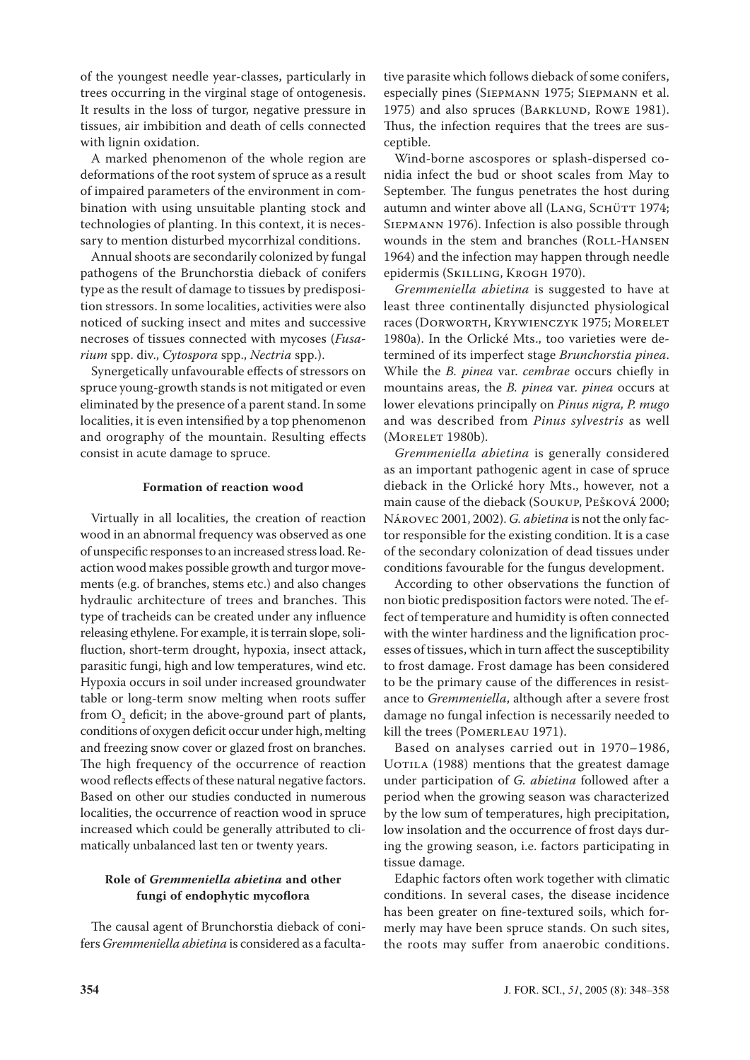of the youngest needle year-classes, particularly in trees occurring in the virginal stage of ontogenesis. It results in the loss of turgor, negative pressure in tissues, air imbibition and death of cells connected with lignin oxidation.

A marked phenomenon of the whole region are deformations of the root system of spruce as a result of impaired parameters of the environment in combination with using unsuitable planting stock and technologies of planting. In this context, it is necessary to mention disturbed mycorrhizal conditions.

Annual shoots are secondarily colonized by fungal pathogens of the Brunchorstia dieback of conifers type as the result of damage to tissues by predisposition stressors. In some localities, activities were also noticed of sucking insect and mites and successive necroses of tissues connected with mycoses (*Fusarium* spp. div., *Cytospora* spp., *Nectria* spp.).

Synergetically unfavourable effects of stressors on spruce young-growth stands is not mitigated or even eliminated by the presence of a parent stand. In some localities, it is even intensified by a top phenomenon and orography of the mountain. Resulting effects consist in acute damage to spruce.

### Formation of reaction wood

Virtually in all localities, the creation of reaction wood in an abnormal frequency was observed as one of unspecific responses to an increased stress load. Reaction wood makes possible growth and turgor movements (e.g. of branches, stems etc.) and also changes hydraulic architecture of trees and branches. This type of tracheids can be created under any influence releasing ethylene. For example, it is terrain slope, solifluction, short-term drought, hypoxia, insect attack, parasitic fungi, high and low temperatures, wind etc. Hypoxia occurs in soil under increased groundwater table or long-term snow melting when roots suffer from $O_2$ deficit; in the above-ground part of plants, conditions of oxygen deficit occur under high, melting and freezing snow cover or glazed frost on branches. The high frequency of the occurrence of reaction wood reflects effects of these natural negative factors. Based on other our studies conducted in numerous localities, the occurrence of reaction wood in spruce increased which could be generally attributed to climatically unbalanced last ten or twenty years.

### Role of *Gremmeniella abietina* and other fungi of endophytic mycoflora

The causal agent of Brunchorstia dieback of conifers *Gremmeniella abietina* is considered as a facultative parasite which follows dieback of some conifers, especially pines (Siepmann 1975; Siepmann et al. 1975) and also spruces (Barklund, Rowe 1981). Thus, the infection requires that the trees are susceptible.

Wind-borne ascospores or splash-dispersed conidia infect the bud or shoot scales from May to September. The fungus penetrates the host during autumn and winter above all (Lang, Schütt 1974; Siepmann 1976). Infection is also possible through wounds in the stem and branches (Roll-Hansen 1964) and the infection may happen through needle epidermis (Skilling, Krogh 1970).

*Gremmeniella abietina* is suggested to have at least three continentally disjuncted physiological races (Dorworth, Krywienczyk 1975; Morelet 1980a). In the Orlické Mts., too varieties were determined of its imperfect stage *Brunchorstia pinea*. While the *B. pinea* var. *cembrae* occurs chiefly in mountains areas, the *B. pinea* var. *pinea* occurs at lower elevations principally on *Pinus nigra, P. mugo* and was described from *Pinus sylvestris* as well (Morelet 1980b).

*Gremmeniella abietina* is generally considered as an important pathogenic agent in case of spruce dieback in the Orlické hory Mts., however, not a main cause of the dieback (Soukup, Pešková 2000; Nárovec 2001, 2002). *G. abietina* is not the only factor responsible for the existing condition. It is a case of the secondary colonization of dead tissues under conditions favourable for the fungus development.

According to other observations the function of non biotic predisposition factors were noted. The effect of temperature and humidity is often connected with the winter hardiness and the lignification processes of tissues, which in turn affect the susceptibility to frost damage. Frost damage has been considered to be the primary cause of the differences in resistance to *Gremmeniella*, although after a severe frost damage no fungal infection is necessarily needed to kill the trees (Pomerleau 1971).

Based on analyses carried out in 1970–1986, Uotila (1988) mentions that the greatest damage under participation of *G. abietina* followed after a period when the growing season was characterized by the low sum of temperatures, high precipitation, low insolation and the occurrence of frost days during the growing season, i.e. factors participating in tissue damage.

Edaphic factors often work together with climatic conditions. In several cases, the disease incidence has been greater on fine-textured soils, which formerly may have been spruce stands. On such sites, the roots may suffer from anaerobic conditions.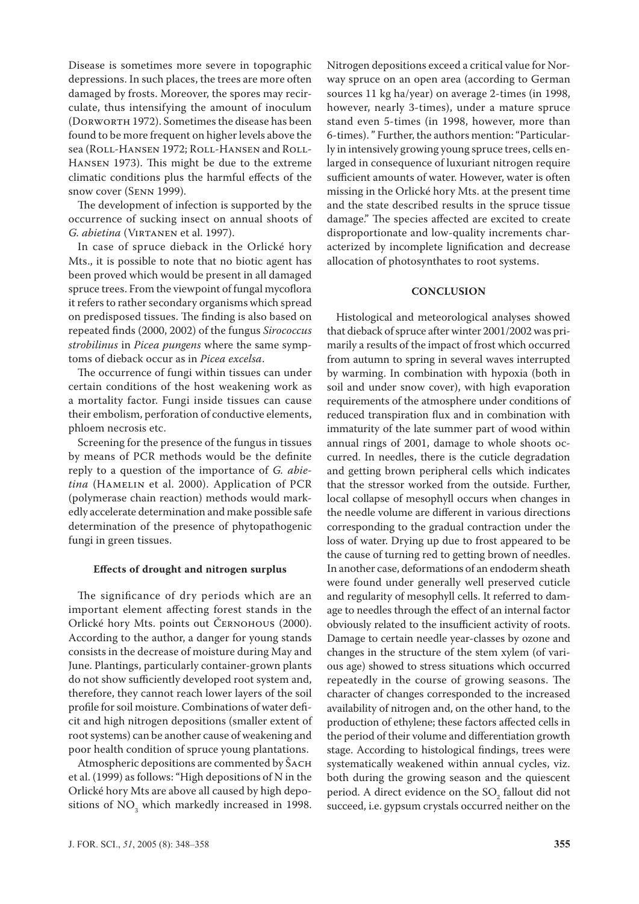Disease is sometimes more severe in topographic depressions. In such places, the trees are more often damaged by frosts. Moreover, the spores may recirculate, thus intensifying the amount of inoculum (Dorworth 1972). Sometimes the disease has been found to be more frequent on higher levels above the sea (Roll-Hansen 1972; Roll-Hansen and Roll-Hansen 1973). This might be due to the extreme climatic conditions plus the harmful effects of the snow cover (Senn 1999).

The development of infection is supported by the occurrence of sucking insect on annual shoots of *G. abietina* (Virtanen et al. 1997).

In case of spruce dieback in the Orlické hory Mts., it is possible to note that no biotic agent has been proved which would be present in all damaged spruce trees. From the viewpoint of fungal mycoflora it refers to rather secondary organisms which spread on predisposed tissues. The finding is also based on repeated finds (2000, 2002) of the fungus *Sirococcus strobilinus* in *Picea pungens* where the same symptoms of dieback occur as in *Picea excelsa*.

The occurrence of fungi within tissues can under certain conditions of the host weakening work as a mortality factor. Fungi inside tissues can cause their embolism, perforation of conductive elements, phloem necrosis etc.

Screening for the presence of the fungus in tissues by means of PCR methods would be the definite reply to a question of the importance of *G. abietina* (Hamelin et al. 2000). Application of PCR (polymerase chain reaction) methods would markedly accelerate determination and make possible safe determination of the presence of phytopathogenic fungi in green tissues.

### Effects of drought and nitrogen surplus

The significance of dry periods which are an important element affecting forest stands in the Orlické hory Mts. points out Černohous (2000). According to the author, a danger for young stands consists in the decrease of moisture during May and June. Plantings, particularly container-grown plants do not show sufficiently developed root system and, therefore, they cannot reach lower layers of the soil profile for soil moisture. Combinations of water deficit and high nitrogen depositions (smaller extent of root systems) can be another cause of weakening and poor health condition of spruce young plantations.

Atmospheric depositions are commented by Šach et al. (1999) as follows: "High depositions of N in the Orlické hory Mts are above all caused by high depositions of $NO_3$ which markedly increased in 1998. Nitrogen depositions exceed a critical value for Norway spruce on an open area (according to German sources 11 kg ha/year) on average 2-times (in 1998, however, nearly 3-times), under a mature spruce stand even 5-times (in 1998, however, more than 6-times). " Further, the authors mention: "Particularly in intensively growing young spruce trees, cells enlarged in consequence of luxuriant nitrogen require sufficient amounts of water. However, water is often missing in the Orlické hory Mts. at the present time and the state described results in the spruce tissue damage." The species affected are excited to create disproportionate and low-quality increments characterized by incomplete lignification and decrease allocation of photosynthates to root systems.

## CONCLUSION

Histological and meteorological analyses showed that dieback of spruce after winter 2001/2002 was primarily a results of the impact of frost which occurred from autumn to spring in several waves interrupted by warming. In combination with hypoxia (both in soil and under snow cover), with high evaporation requirements of the atmosphere under conditions of reduced transpiration flux and in combination with immaturity of the late summer part of wood within annual rings of 2001, damage to whole shoots occurred. In needles, there is the cuticle degradation and getting brown peripheral cells which indicates that the stressor worked from the outside. Further, local collapse of mesophyll occurs when changes in the needle volume are different in various directions corresponding to the gradual contraction under the loss of water. Drying up due to frost appeared to be the cause of turning red to getting brown of needles. In another case, deformations of an endoderm sheath were found under generally well preserved cuticle and regularity of mesophyll cells. It referred to damage to needles through the effect of an internal factor obviously related to the insufficient activity of roots. Damage to certain needle year-classes by ozone and changes in the structure of the stem xylem (of various age) showed to stress situations which occurred repeatedly in the course of growing seasons. The character of changes corresponded to the increased availability of nitrogen and, on the other hand, to the production of ethylene; these factors affected cells in the period of their volume and differentiation growth stage. According to histological findings, trees were systematically weakened within annual cycles, viz. both during the growing season and the quiescent period. A direct evidence on the $SO_2$ fallout did not succeed, i.e. gypsum crystals occurred neither on the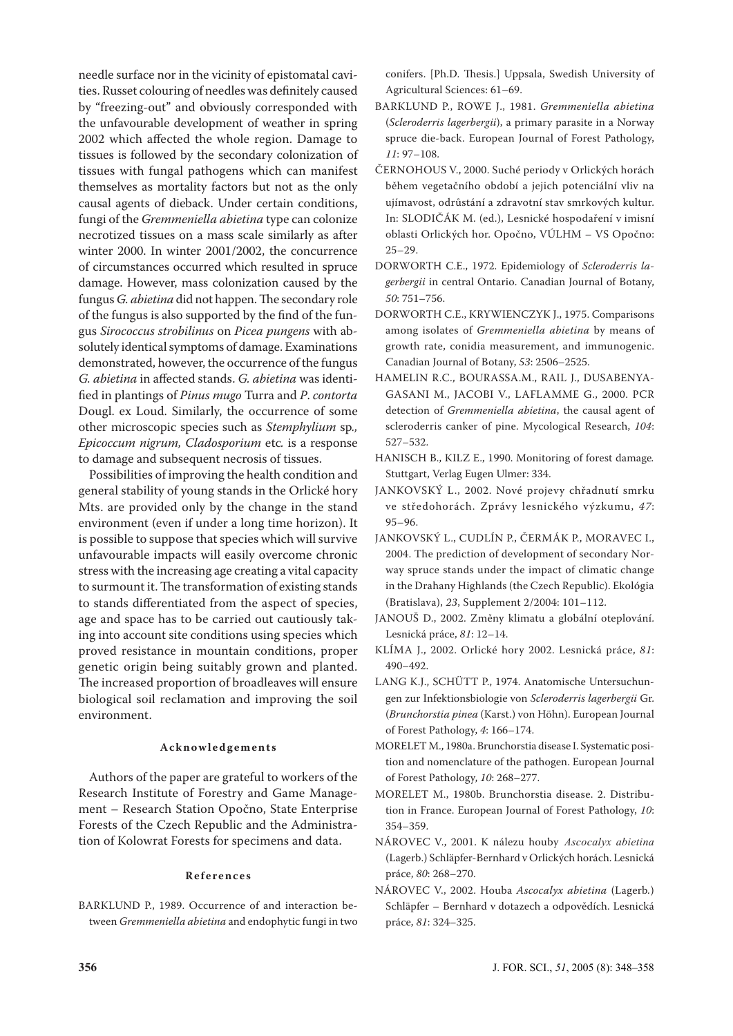needle surface nor in the vicinity of epistomatal cavities. Russet colouring of needles was definitely caused by "freezing-out" and obviously corresponded with the unfavourable development of weather in spring 2002 which affected the whole region. Damage to tissues is followed by the secondary colonization of tissues with fungal pathogens which can manifest themselves as mortality factors but not as the only causal agents of dieback. Under certain conditions, fungi of the *Gremmeniella abietina* type can colonize necrotized tissues on a mass scale similarly as after winter 2000. In winter 2001/2002, the concurrence of circumstances occurred which resulted in spruce damage. However, mass colonization caused by the fungus *G. abietina* did not happen. The secondary role of the fungus is also supported by the find of the fungus *Sirococcus strobilinus* on *Picea pungens* with absolutely identical symptoms of damage. Examinations demonstrated, however, the occurrence of the fungus *G. abietina* in affected stands. *G. abietina* was identified in plantings of *Pinus mugo* Turra and *P*. *contorta* Dougl. ex Loud. Similarly, the occurrence of some other microscopic species such as *Stemphylium* sp*., Epicoccum nigrum, Cladosporium* etc*.* is a response to damage and subsequent necrosis of tissues.

Possibilities of improving the health condition and general stability of young stands in the Orlické hory Mts. are provided only by the change in the stand environment (even if under a long time horizon). It is possible to suppose that species which will survive unfavourable impacts will easily overcome chronic stress with the increasing age creating a vital capacity to surmount it. The transformation of existing stands to stands differentiated from the aspect of species, age and space has to be carried out cautiously taking into account site conditions using species which proved resistance in mountain conditions, proper genetic origin being suitably grown and planted. The increased proportion of broadleaves will ensure biological soil reclamation and improving the soil environment.

## Acknowledgements

Authors of the paper are grateful to workers of the Research Institute of Forestry and Game Management – Research Station Opočno, State Enterprise Forests of the Czech Republic and the Administration of Kolowrat Forests for specimens and data.

## References

BARKLUND P., 1989. Occurrence of and interaction between *Gremmeniella abietina* and endophytic fungi in two conifers. [Ph.D. Thesis.] Uppsala, Swedish University of Agricultural Sciences: 61–69.

BARKLUND P., ROWE J., 1981. *Gremmeniella abietina* (*Scleroderris lagerbergii*), a primary parasite in a Norway spruce die-back. European Journal of Forest Pathology, *11*: 97–108.

ČERNOHOUS V., 2000. Suché periody v Orlických horách během vegetačního období a jejich potenciální vliv na ujímavost, odrůstání a zdravotní stav smrkových kultur. In: SLODIČÁK M. (ed.), Lesnické hospodaření v imisní oblasti Orlických hor. Opočno, VÚLHM – VS Opočno: 25–29.

DORWORTH C.E., 1972. Epidemiology of *Scleroderris lagerbergii* in central Ontario. Canadian Journal of Botany, *50*: 751–756.

DORWORTH C.E., KRYWIENCZYK J., 1975. Comparisons among isolates of *Gremmeniella abietina* by means of growth rate, conidia measurement, and immunogenic. Canadian Journal of Botany, *53*: 2506–2525.

HAMELIN R.C., BOURASSA.M., RAIL J., DUSABENYAGASANI M., JACOBI V., LAFLAMME G., 2000. PCR detection of *Gremmeniella abietina*, the causal agent of scleroderris canker of pine. Mycological Research, *104*: 527–532.

HANISCH B., KILZ E., 1990. Monitoring of forest damage*.* Stuttgart, Verlag Eugen Ulmer: 334.

JANKOVSKÝ L., 2002. Nové projevy chřadnutí smrku ve středohorách. Zprávy lesnického výzkumu, *47*: 95–96.

JANKOVSKÝ L., CUDLÍN P., ČERMÁK P., MORAVEC I., 2004. The prediction of development of secondary Norway spruce stands under the impact of climatic change in the Drahany Highlands (the Czech Republic). Ekológia (Bratislava), *23*, Supplement 2/2004: 101–112.

JANOUŠ D., 2002. Změny klimatu a globální oteplování. Lesnická práce, *81*: 12–14.

KLÍMA J., 2002. Orlické hory 2002. Lesnická práce, *81*: 490–492.

LANG K.J., SCHÜTT P., 1974. Anatomische Untersuchungen zur Infektionsbiologie von *Scleroderris lagerbergii* Gr. (*Brunchorstia pinea* (Karst.) von Höhn). European Journal of Forest Pathology, *4*: 166–174.

MORELET M., 1980a. Brunchorstia disease I. Systematic position and nomenclature of the pathogen. European Journal of Forest Pathology, *10*: 268–277.

MORELET M., 1980b. Brunchorstia disease. 2. Distribution in France. European Journal of Forest Pathology, *10*: 354–359.

NÁROVEC V., 2001. K nálezu houby *Ascocalyx abietina* (Lagerb.) Schläpfer-Bernhard v Orlických horách. Lesnická práce, *80*: 268–270.

NÁROVEC V., 2002. Houba *Ascocalyx abietina* (Lagerb.) Schläpfer – Bernhard v dotazech a odpovědích. Lesnická práce, *81*: 324–325.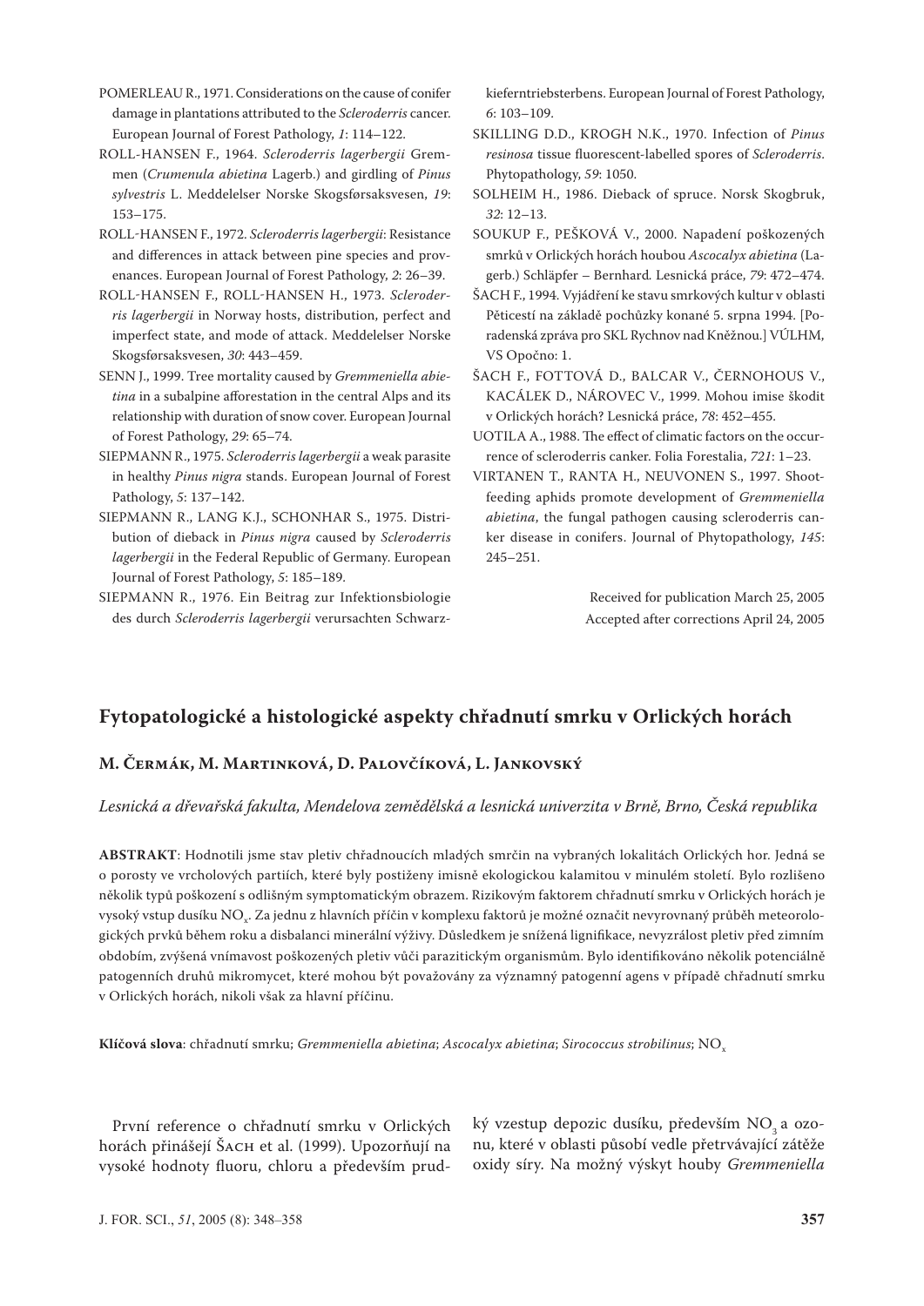POMERLEAU R., 1971. Considerations on the cause of conifer damage in plantations attributed to the *Scleroderris* cancer. European Journal of Forest Pathology, *1*: 114–122.

ROLL-HANSEN F., 1964. *Scleroderris lagerbergii* Gremmen (*Crumenula abietina* Lagerb.) and girdling of *Pinus sylvestris* L. Meddelelser Norske Skogsførsaksvesen, *19*: 153–175.

ROLL-HANSEN F., 1972. *Scleroderris lagerbergii*: Resistance and differences in attack between pine species and provenances. European Journal of Forest Pathology, *2*: 26–39.

ROLL-HANSEN F., ROLL-HANSEN H., 1973. *Scleroderris lagerbergii* in Norway hosts, distribution, perfect and imperfect state, and mode of attack. Meddelelser Norske Skogsførsaksvesen, *30*: 443–459.

SENN J., 1999. Tree mortality caused by *Gremmeniella abietina* in a subalpine afforestation in the central Alps and its relationship with duration of snow cover. European Journal of Forest Pathology, *29*: 65–74.

SIEPMANN R., 1975. *Scleroderris lagerbergii* a weak parasite in healthy *Pinus nigra* stands. European Journal of Forest Pathology, *5*: 137–142.

SIEPMANN R., LANG K.J., SCHONHAR S., 1975. Distribution of dieback in *Pinus nigra* caused by *Scleroderris lagerbergii* in the Federal Republic of Germany. European Journal of Forest Pathology, *5*: 185–189.

SIEPMANN R., 1976. Ein Beitrag zur Infektionsbiologie des durch *Scleroderris lagerbergii* verursachten Schwarzkieferntriebsterbens. European Journal of Forest Pathology, *6*: 103–109.

SKILLING D.D., KROGH N.K., 1970. Infection of *Pinus resinosa* tissue fluorescent-labelled spores of *Scleroderris*. Phytopathology, *59*: 1050.

SOLHEIM H., 1986. Dieback of spruce. Norsk Skogbruk, *32*: 12–13.

SOUKUP F., PEŠKOVÁ V., 2000. Napadení poškozených smrků v Orlických horách houbou *Ascocalyx abietina* (Lagerb.) Schläpfer – Bernhard. Lesnická práce, *79*: 472–474.

ŠACH F., 1994. Vyjádření ke stavu smrkových kultur v oblasti Pěticestí na základě pochůzky konané 5. srpna 1994. [Poradenská zpráva pro SKL Rychnov nad Kněžnou.] VÚLHM, VS Opočno: 1.

ŠACH F., FOTTOVÁ D., BALCAR V., ČERNOHOUS V., KACÁLEK D., NÁROVEC V., 1999. Mohou imise škodit v Orlických horách? Lesnická práce, *78*: 452–455.

UOTILA A., 1988. The effect of climatic factors on the occurrence of scleroderris canker. Folia Forestalia, *721*: 1–23.

VIRTANEN T., RANTA H., NEUVONEN S., 1997. Shoot-feeding aphids promote development of *Gremmeniella abietina*, the fungal pathogen causing scleroderris canker disease in conifers. Journal of Phytopathology, *145*: 245–251.

Received for publication March 25, 2005
Accepted after corrections April 24, 2005

## Fytopatologické a histologické aspekty chřadnutí smrku v Orlických horách

**M. Čermák, M. Martinková, D. Palovčíková, L. Jankovský**

*Lesnická a dřevařská fakulta, Mendelova zemědělská a lesnická univerzita v Brně, Brno, Česká republika*

**ABSTRAKT**: Hodnotili jsme stav pletiv chřadnoucích mladých smrčin na vybraných lokalitách Orlických hor. Jedná se o porosty ve vrcholových partiích, které byly postiženy imisně ekologickou kalamitou v minulém století. Bylo rozlišeno několik typů poškození s odlišným symptomatickým obrazem. Rizikovým faktorem chřadnutí smrku v Orlických horách je vysoký vstup dusíku $NO_x$. Za jednu z hlavních příčin v komplexu faktorů je možné označit nevyrovnaný průběh meteorologických prvků během roku a disbalanci minerální výživy. Důsledkem je snížená lignifikace, nevyzrálost pletiv před zimním obdobím, zvýšená vnímavost poškozených pletiv vůči parazitickým organismům. Bylo identifikováno několik potenciálně patogenních druhů mikromycet, které mohou být považovány za významný patogenní agens v případě chřadnutí smrku v Orlických horách, nikoli však za hlavní příčinu.

**Klíčová slova**: chřadnutí smrku; *Gremmeniella abietina*; *Ascocalyx abietina*; *Sirococcus strobilinus*; $NO_x$

První reference o chřadnutí smrku v Orlických horách přinášejí Šach et al. (1999). Upozorňují na vysoké hodnoty fluoru, chloru a především prudký vzestup depozic dusíku, především $NO_3$ a ozonu, které v oblasti působí vedle přetrvávající zátěže oxidy síry. Na možný výskyt houby *Gremmeniella*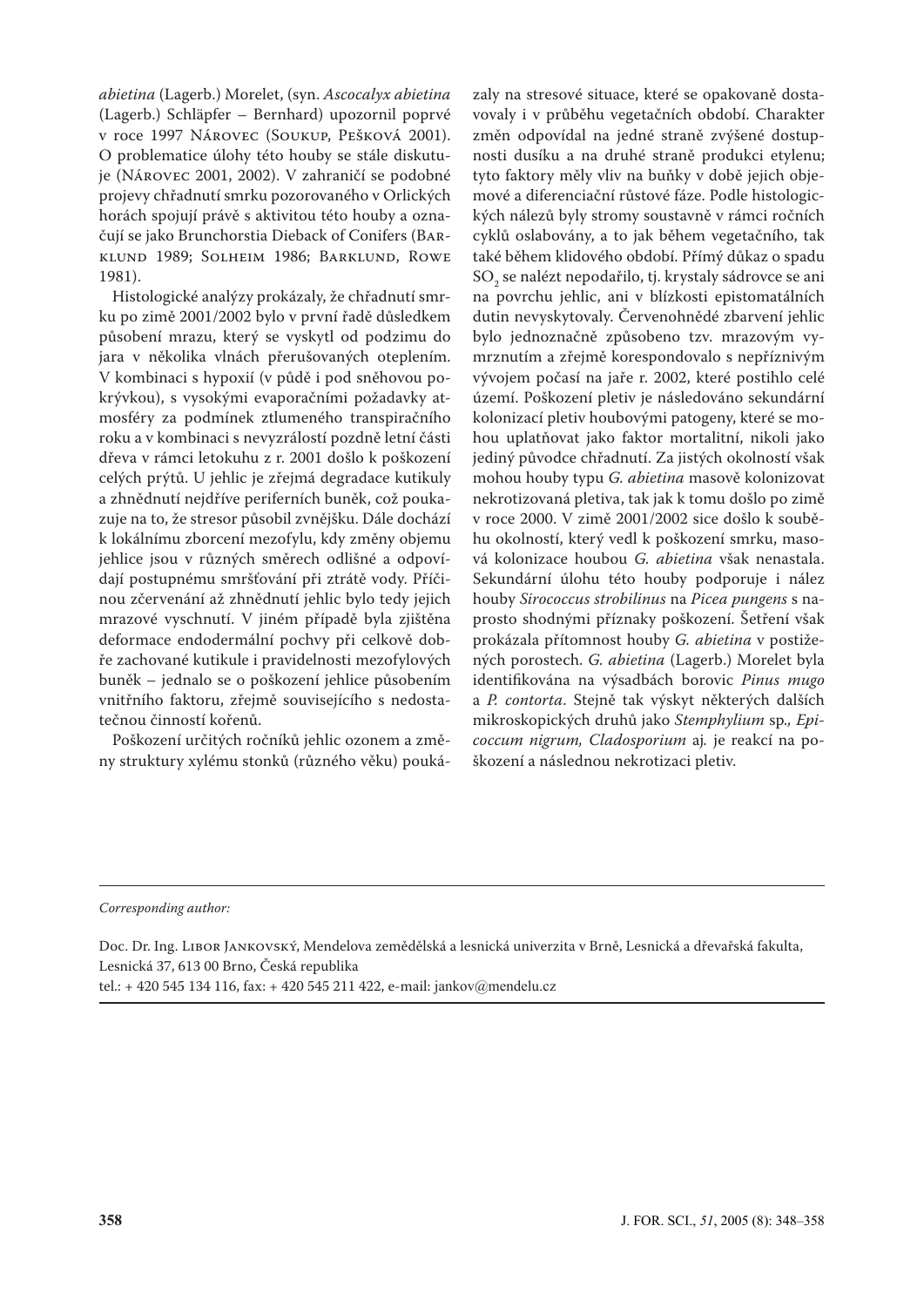*abietina* (Lagerb.) Morelet, (syn. *Ascocalyx abietina* (Lagerb.) Schläpfer – Bernhard) upozornil poprvé v roce 1997 Nárovec (Soukup, Pešková 2001). O problematice úlohy této houby se stále diskutuje (Nárovec 2001, 2002). V zahraničí se podobné projevy chřadnutí smrku pozorovaného v Orlických horách spojují právě s aktivitou této houby a označují se jako Brunchorstia Dieback of Conifers (Barklund 1989; Solheim 1986; Barklund, Rowe 1981).

Histologické analýzy prokázaly, že chřadnutí smrku po zimě 2001/2002 bylo v první řadě důsledkem působení mrazu, který se vyskytl od podzimu do jara v několika vlnách přerušovaných oteplením. V kombinaci s hypoxií (v půdě i pod sněhovou pokrývkou), s vysokými evaporačními požadavky atmosféry za podmínek ztlumeného transpiračního roku a v kombinaci s nevyzrálostí pozdně letní části dřeva v rámci letokuhu z r. 2001 došlo k poškození celých prýtů. U jehlic je zřejmá degradace kutikuly a zhnědnutí nejdříve periferních buněk, což poukazuje na to, že stresor působil zvnějšku. Dále dochází k lokálnímu zborcení mezofylu, kdy změny objemu jehlice jsou v různých směrech odlišné a odpovídají postupnému smršťování při ztrátě vody. Příčinou zčervenání až zhnědnutí jehlic bylo tedy jejich mrazové vyschnutí. V jiném případě byla zjištěna deformace endodermální pochvy při celkově dobře zachované kutikule i pravidelnosti mezofylových buněk – jednalo se o poškození jehlice působením vnitřního faktoru, zřejmě souvisejícího s nedostatečnou činností kořenů.

Poškození určitých ročníků jehlic ozonem a změny struktury xylému stonků (různého věku) poukazaly na stresové situace, které se opakovaně dostavovaly i v průběhu vegetačních období. Charakter změn odpovídal na jedné straně zvýšené dostupnosti dusíku a na druhé straně produkci etylenu; tyto faktory měly vliv na buňky v době jejich objemové a diferenciační růstové fáze. Podle histologických nálezů byly stromy soustavně v rámci ročních cyklů oslabovány, a to jak během vegetačního, tak také během klidového období. Přímý důkaz o spadu $SO_2$ se nalézt nepodařilo, tj. krystaly sádrovce se ani na povrchu jehlic, ani v blízkosti epistomatálních dutin nevyskytovaly. Červenohnědé zbarvení jehlic bylo jednoznačně způsobeno tzv. mrazovým vymrznutím a zřejmě korespondovalo s nepříznivým vývojem počasí na jaře r. 2002, které postihlo celé území. Poškození pletiv je následováno sekundární kolonizací pletiv houbovými patogeny, které se mohou uplatňovat jako faktor mortalitní, nikoli jako jediný původce chřadnutí. Za jistých okolností však mohou houby typu *G. abietina* masově kolonizovat nekrotizovaná pletiva, tak jak k tomu došlo po zimě v roce 2000. V zimě 2001/2002 sice došlo k souběhu okolností, který vedl k poškození smrku, masová kolonizace houbou *G. abietina* však nenastala. Sekundární úlohu této houby podporuje i nález houby *Sirococcus strobilinus* na *Picea pungens* s naprosto shodnými příznaky poškození. Šetření však prokázala přítomnost houby *G. abietina* v postižených porostech. *G. abietina* (Lagerb.) Morelet byla identifikována na výsadbách borovic *Pinus mugo* a *P. contorta*. Stejně tak výskyt některých dalších mikroskopických druhů jako *Stemphylium* sp., *Epicoccum nigrum, Cladosporium* aj. je reakcí na poškození a následnou nekrotizaci pletiv.

---

*Corresponding author:*

Doc. Dr. Ing. Libor Jankovský, Mendelova zemědělská a lesnická univerzita v Brně, Lesnická a dřevařská fakulta, Lesnická 37, 613 00 Brno, Česká republika
tel.: + 420 545 134 116, fax: + 420 545 211 422, e-mail: jankov@mendelu.cz